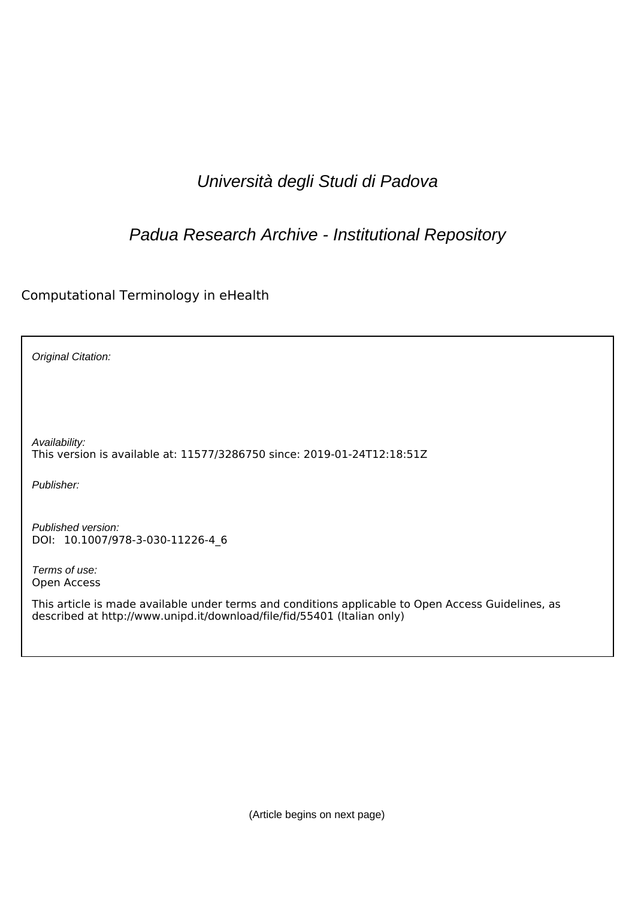*Università degli Studi di Padova*

*Padua Research Archive - Institutional Repository*

Computational Terminology in eHealth

*Original Citation:*

*Availability:*
This version is available at: 11577/3286750 since: 2019-01-24T12:18:51Z

*Publisher:*

*Published version:*
DOI: 10.1007/978-3-030-11226-4_6

*Terms of use:*
Open Access

This article is made available under terms and conditions applicable to Open Access Guidelines, as described at http://www.unipd.it/download/file/fid/55401 (Italian only)

(Article begins on next page)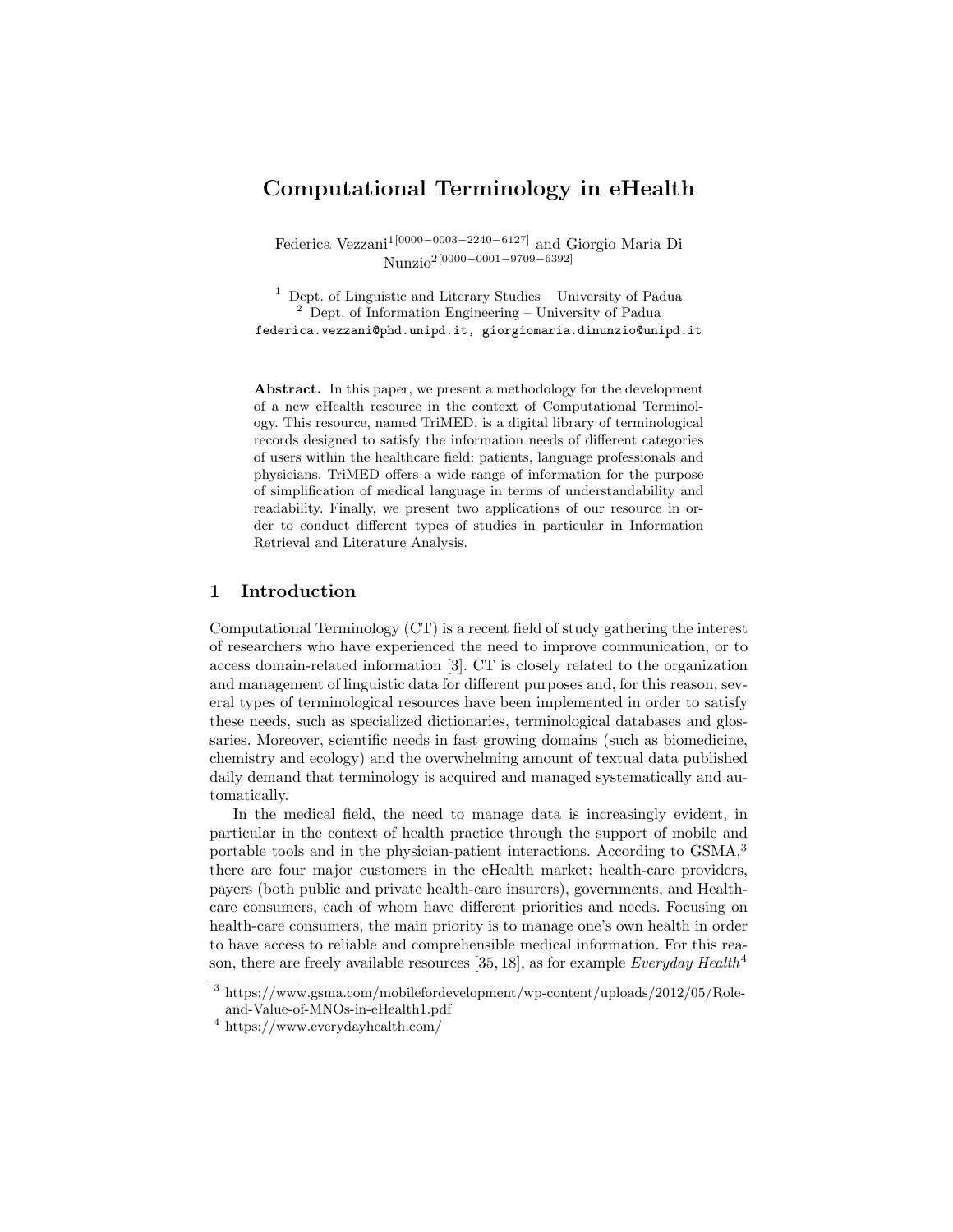# Computational Terminology in eHealth

Federica Vezzani[1[0000−0003−2240−6127]] and Giorgio Maria Di Nunzio[2[0000−0001−9709−6392]]

[1] Dept. of Linguistic and Literary Studies – University of Padua
[2] Dept. of Information Engineering – University of Padua
federica.vezzani@phd.unipd.it, giorgiomaria.dinunzio@unipd.it

**Abstract.** In this paper, we present a methodology for the development of a new eHealth resource in the context of Computational Terminology. This resource, named TriMED, is a digital library of terminological records designed to satisfy the information needs of different categories of users within the healthcare field: patients, language professionals and physicians. TriMED offers a wide range of information for the purpose of simplification of medical language in terms of understandability and readability. Finally, we present two applications of our resource in order to conduct different types of studies in particular in Information Retrieval and Literature Analysis.

## 1 Introduction

Computational Terminology (CT) is a recent field of study gathering the interest of researchers who have experienced the need to improve communication, or to access domain-related information [3]. CT is closely related to the organization and management of linguistic data for different purposes and, for this reason, several types of terminological resources have been implemented in order to satisfy these needs, such as specialized dictionaries, terminological databases and glossaries. Moreover, scientific needs in fast growing domains (such as biomedicine, chemistry and ecology) and the overwhelming amount of textual data published daily demand that terminology is acquired and managed systematically and automatically.

In the medical field, the need to manage data is increasingly evident, in particular in the context of health practice through the support of mobile and portable tools and in the physician-patient interactions. According to GSMA,[3] there are four major customers in the eHealth market: health-care providers, payers (both public and private health-care insurers), governments, and Health-care consumers, each of whom have different priorities and needs. Focusing on health-care consumers, the main priority is to manage one's own health in order to have access to reliable and comprehensible medical information. For this reason, there are freely available resources [35, 18], as for example *Everyday Health*[4]

[3] https://www.gsma.com/mobilefordevelopment/wp-content/uploads/2012/05/Role-and-Value-of-MNOs-in-eHealth1.pdf

[4] https://www.everydayhealth.com/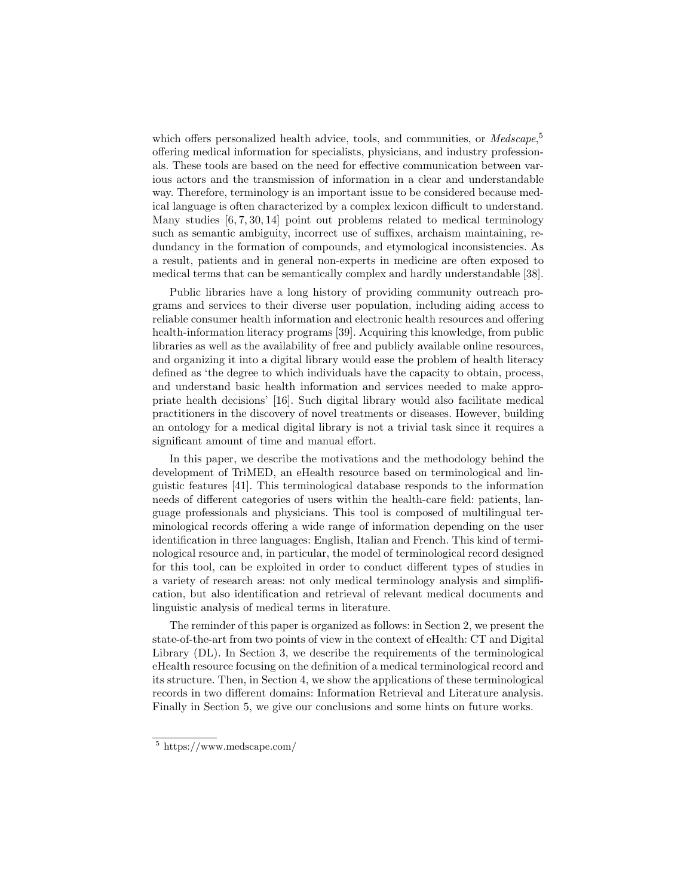which offers personalized health advice, tools, and communities, or *Medscape*,[5] offering medical information for specialists, physicians, and industry professionals. These tools are based on the need for effective communication between various actors and the transmission of information in a clear and understandable way. Therefore, terminology is an important issue to be considered because medical language is often characterized by a complex lexicon difficult to understand. Many studies [6, 7, 30, 14] point out problems related to medical terminology such as semantic ambiguity, incorrect use of suffixes, archaism maintaining, redundancy in the formation of compounds, and etymological inconsistencies. As a result, patients and in general non-experts in medicine are often exposed to medical terms that can be semantically complex and hardly understandable [38].

Public libraries have a long history of providing community outreach programs and services to their diverse user population, including aiding access to reliable consumer health information and electronic health resources and offering health-information literacy programs [39]. Acquiring this knowledge, from public libraries as well as the availability of free and publicly available online resources, and organizing it into a digital library would ease the problem of health literacy defined as 'the degree to which individuals have the capacity to obtain, process, and understand basic health information and services needed to make appropriate health decisions' [16]. Such digital library would also facilitate medical practitioners in the discovery of novel treatments or diseases. However, building an ontology for a medical digital library is not a trivial task since it requires a significant amount of time and manual effort.

In this paper, we describe the motivations and the methodology behind the development of TriMED, an eHealth resource based on terminological and linguistic features [41]. This terminological database responds to the information needs of different categories of users within the health-care field: patients, language professionals and physicians. This tool is composed of multilingual terminological records offering a wide range of information depending on the user identification in three languages: English, Italian and French. This kind of terminological resource and, in particular, the model of terminological record designed for this tool, can be exploited in order to conduct different types of studies in a variety of research areas: not only medical terminology analysis and simplification, but also identification and retrieval of relevant medical documents and linguistic analysis of medical terms in literature.

The reminder of this paper is organized as follows: in Section 2, we present the state-of-the-art from two points of view in the context of eHealth: CT and Digital Library (DL). In Section 3, we describe the requirements of the terminological eHealth resource focusing on the definition of a medical terminological record and its structure. Then, in Section 4, we show the applications of these terminological records in two different domains: Information Retrieval and Literature analysis. Finally in Section 5, we give our conclusions and some hints on future works.

[5] https://www.medscape.com/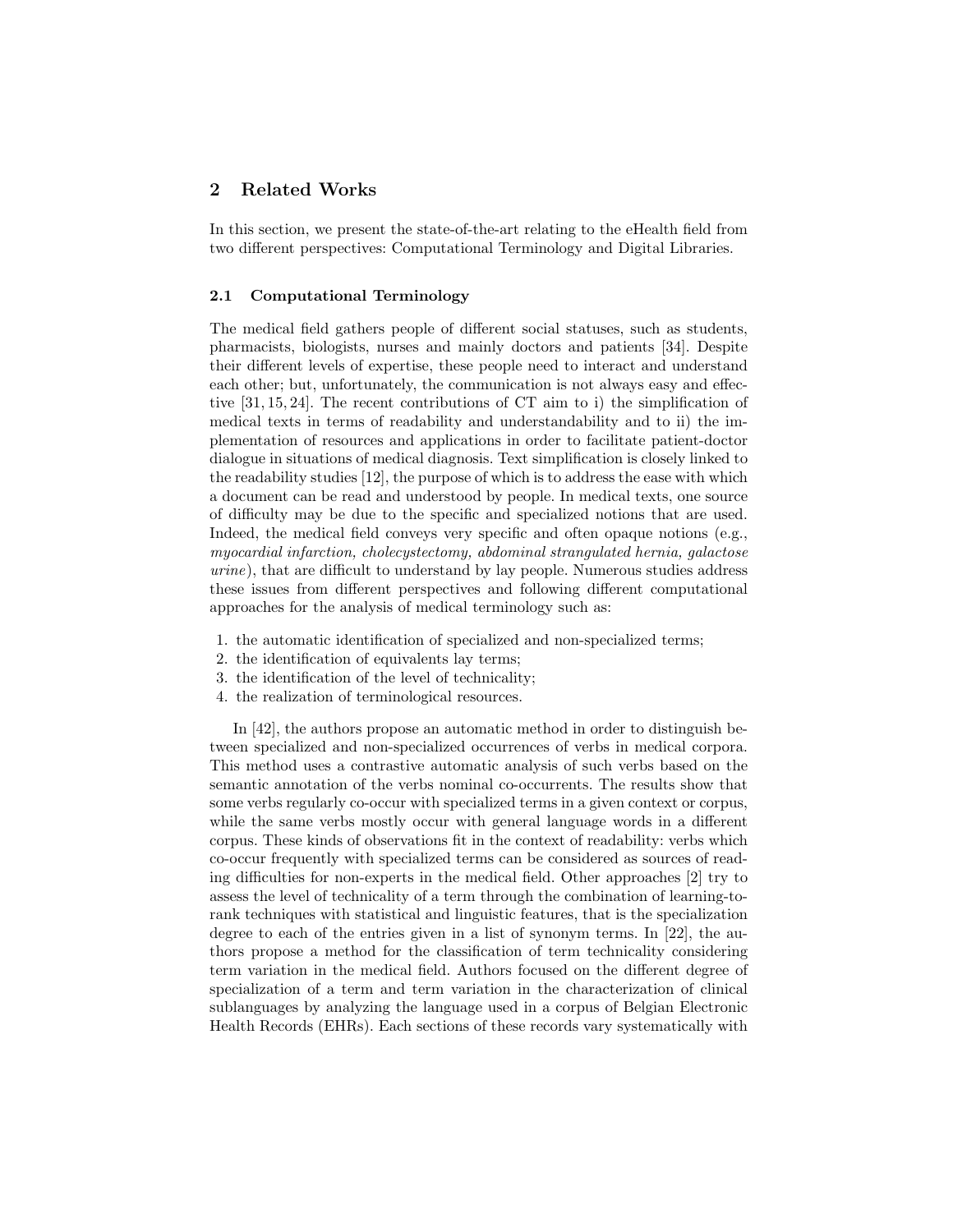## 2 Related Works

In this section, we present the state-of-the-art relating to the eHealth field from two different perspectives: Computational Terminology and Digital Libraries.

### 2.1 Computational Terminology

The medical field gathers people of different social statuses, such as students, pharmacists, biologists, nurses and mainly doctors and patients [34]. Despite their different levels of expertise, these people need to interact and understand each other; but, unfortunately, the communication is not always easy and effective [31, 15, 24]. The recent contributions of CT aim to i) the simplification of medical texts in terms of readability and understandability and to ii) the implementation of resources and applications in order to facilitate patient-doctor dialogue in situations of medical diagnosis. Text simplification is closely linked to the readability studies [12], the purpose of which is to address the ease with which a document can be read and understood by people. In medical texts, one source of difficulty may be due to the specific and specialized notions that are used. Indeed, the medical field conveys very specific and often opaque notions (e.g., *myocardial infarction, cholecystectomy, abdominal strangulated hernia, galactose urine*), that are difficult to understand by lay people. Numerous studies address these issues from different perspectives and following different computational approaches for the analysis of medical terminology such as:

1. the automatic identification of specialized and non-specialized terms;
2. the identification of equivalents lay terms;
3. the identification of the level of technicality;
4. the realization of terminological resources.

In [42], the authors propose an automatic method in order to distinguish between specialized and non-specialized occurrences of verbs in medical corpora. This method uses a contrastive automatic analysis of such verbs based on the semantic annotation of the verbs nominal co-occurrents. The results show that some verbs regularly co-occur with specialized terms in a given context or corpus, while the same verbs mostly occur with general language words in a different corpus. These kinds of observations fit in the context of readability: verbs which co-occur frequently with specialized terms can be considered as sources of reading difficulties for non-experts in the medical field. Other approaches [2] try to assess the level of technicality of a term through the combination of learning-to-rank techniques with statistical and linguistic features, that is the specialization degree to each of the entries given in a list of synonym terms. In [22], the authors propose a method for the classification of term technicality considering term variation in the medical field. Authors focused on the different degree of specialization of a term and term variation in the characterization of clinical sublanguages by analyzing the language used in a corpus of Belgian Electronic Health Records (EHRs). Each sections of these records vary systematically with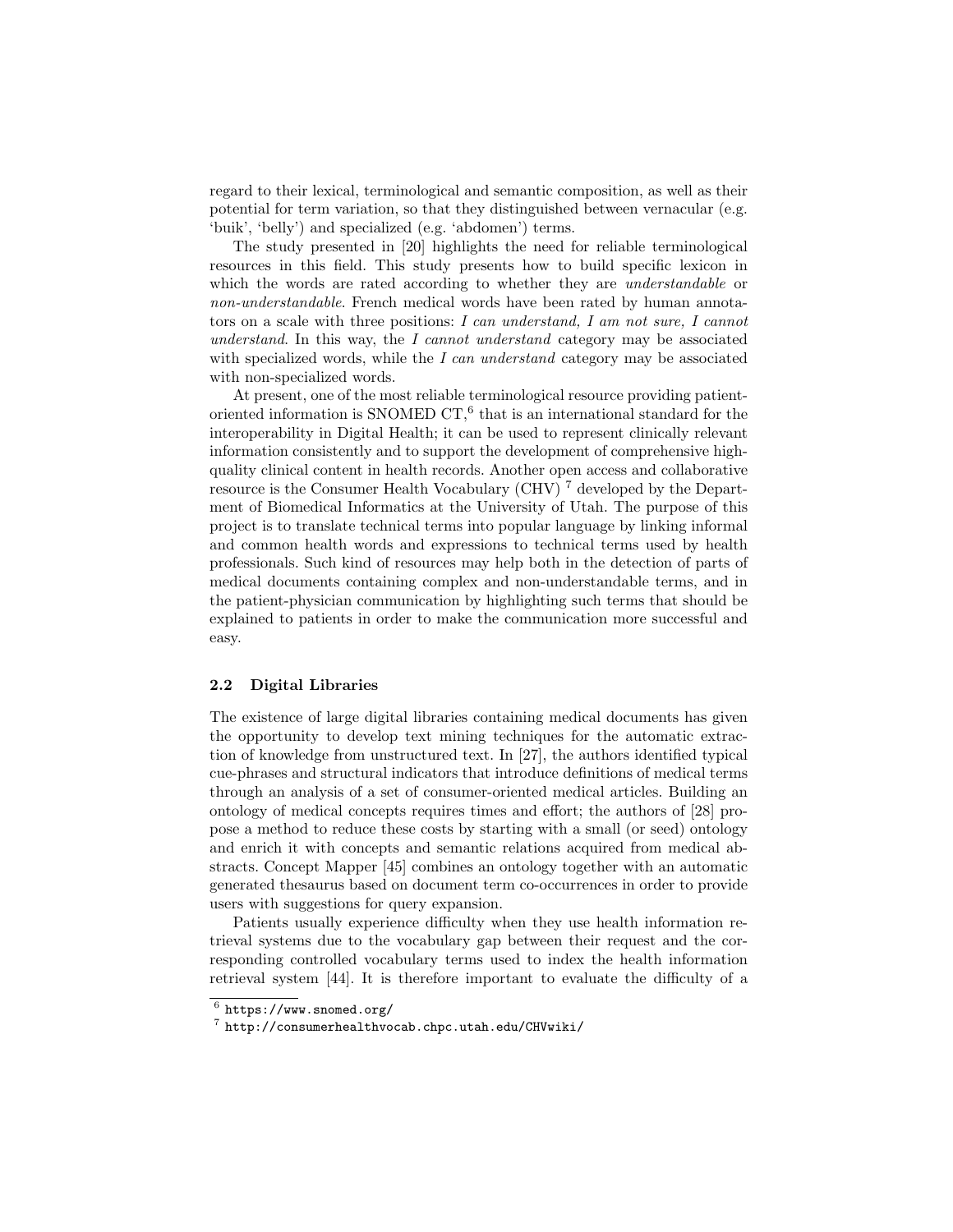regard to their lexical, terminological and semantic composition, as well as their potential for term variation, so that they distinguished between vernacular (e.g. 'buik', 'belly') and specialized (e.g. 'abdomen') terms.

The study presented in [20] highlights the need for reliable terminological resources in this field. This study presents how to build specific lexicon in which the words are rated according to whether they are *understandable* or *non-understandable*. French medical words have been rated by human annotators on a scale with three positions: *I can understand, I am not sure, I cannot understand*. In this way, the *I cannot understand* category may be associated with specialized words, while the *I can understand* category may be associated with non-specialized words.

At present, one of the most reliable terminological resource providing patient-oriented information is SNOMED CT,[6] that is an international standard for the interoperability in Digital Health; it can be used to represent clinically relevant information consistently and to support the development of comprehensive high-quality clinical content in health records. Another open access and collaborative resource is the Consumer Health Vocabulary (CHV) [7] developed by the Department of Biomedical Informatics at the University of Utah. The purpose of this project is to translate technical terms into popular language by linking informal and common health words and expressions to technical terms used by health professionals. Such kind of resources may help both in the detection of parts of medical documents containing complex and non-understandable terms, and in the patient-physician communication by highlighting such terms that should be explained to patients in order to make the communication more successful and easy.

### 2.2 Digital Libraries

The existence of large digital libraries containing medical documents has given the opportunity to develop text mining techniques for the automatic extraction of knowledge from unstructured text. In [27], the authors identified typical cue-phrases and structural indicators that introduce definitions of medical terms through an analysis of a set of consumer-oriented medical articles. Building an ontology of medical concepts requires times and effort; the authors of [28] propose a method to reduce these costs by starting with a small (or seed) ontology and enrich it with concepts and semantic relations acquired from medical abstracts. Concept Mapper [45] combines an ontology together with an automatic generated thesaurus based on document term co-occurrences in order to provide users with suggestions for query expansion.

Patients usually experience difficulty when they use health information retrieval systems due to the vocabulary gap between their request and the corresponding controlled vocabulary terms used to index the health information retrieval system [44]. It is therefore important to evaluate the difficulty of a

[6] https://www.snomed.org/

[7] http://consumerhealthvocab.chpc.utah.edu/CHVwiki/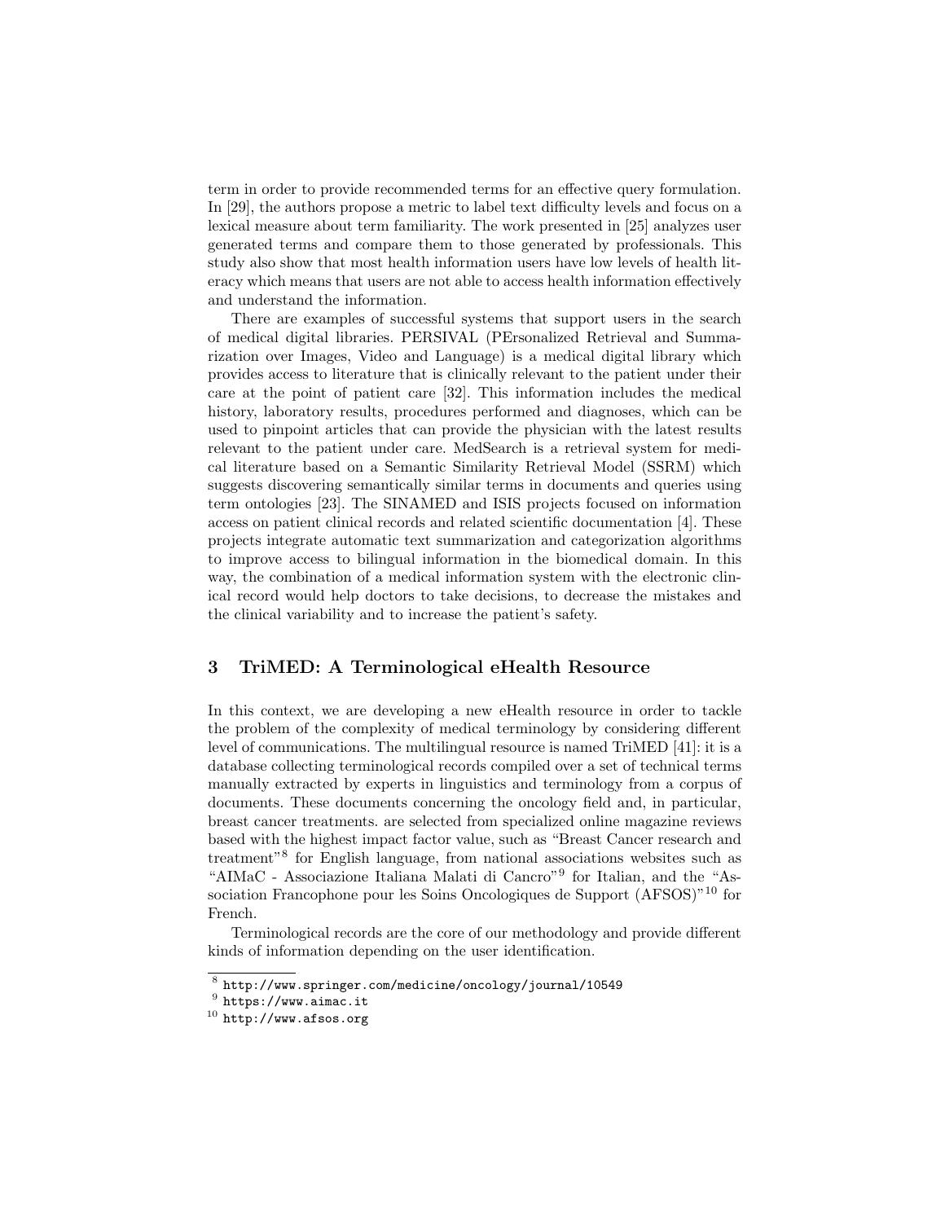term in order to provide recommended terms for an effective query formulation. In [29], the authors propose a metric to label text difficulty levels and focus on a lexical measure about term familiarity. The work presented in [25] analyzes user generated terms and compare them to those generated by professionals. This study also show that most health information users have low levels of health literacy which means that users are not able to access health information effectively and understand the information.

There are examples of successful systems that support users in the search of medical digital libraries. PERSIVAL (PErsonalized Retrieval and Summarization over Images, Video and Language) is a medical digital library which provides access to literature that is clinically relevant to the patient under their care at the point of patient care [32]. This information includes the medical history, laboratory results, procedures performed and diagnoses, which can be used to pinpoint articles that can provide the physician with the latest results relevant to the patient under care. MedSearch is a retrieval system for medical literature based on a Semantic Similarity Retrieval Model (SSRM) which suggests discovering semantically similar terms in documents and queries using term ontologies [23]. The SINAMED and ISIS projects focused on information access on patient clinical records and related scientific documentation [4]. These projects integrate automatic text summarization and categorization algorithms to improve access to bilingual information in the biomedical domain. In this way, the combination of a medical information system with the electronic clinical record would help doctors to take decisions, to decrease the mistakes and the clinical variability and to increase the patient's safety.

## 3 TriMED: A Terminological eHealth Resource

In this context, we are developing a new eHealth resource in order to tackle the problem of the complexity of medical terminology by considering different level of communications. The multilingual resource is named TriMED [41]: it is a database collecting terminological records compiled over a set of technical terms manually extracted by experts in linguistics and terminology from a corpus of documents. These documents concerning the oncology field and, in particular, breast cancer treatments. are selected from specialized online magazine reviews based with the highest impact factor value, such as "Breast Cancer research and treatment"[8] for English language, from national associations websites such as "AIMaC - Associazione Italiana Malati di Cancro"[9] for Italian, and the "Association Francophone pour les Soins Oncologiques de Support (AFSOS)"[10] for French.

Terminological records are the core of our methodology and provide different kinds of information depending on the user identification.

[8] http://www.springer.com/medicine/oncology/journal/10549

[9] https://www.aimac.it

[10] http://www.afsos.org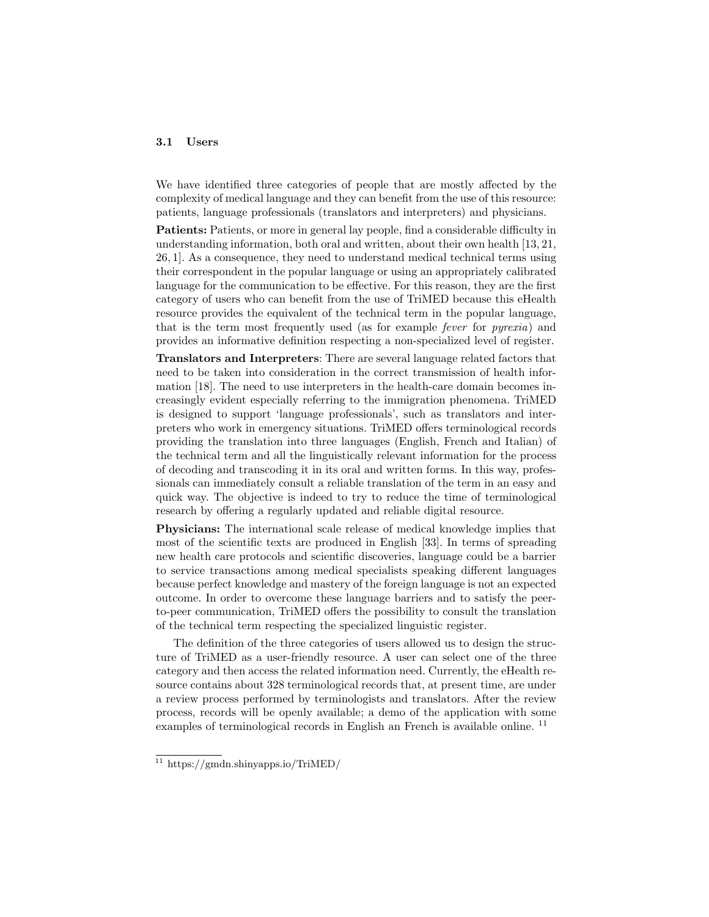### 3.1 Users

We have identified three categories of people that are mostly affected by the complexity of medical language and they can benefit from the use of this resource: patients, language professionals (translators and interpreters) and physicians.

**Patients:** Patients, or more in general lay people, find a considerable difficulty in understanding information, both oral and written, about their own health [13, 21, 26, 1]. As a consequence, they need to understand medical technical terms using their correspondent in the popular language or using an appropriately calibrated language for the communication to be effective. For this reason, they are the first category of users who can benefit from the use of TriMED because this eHealth resource provides the equivalent of the technical term in the popular language, that is the term most frequently used (as for example *fever* for *pyrexia*) and provides an informative definition respecting a non-specialized level of register.

**Translators and Interpreters**: There are several language related factors that need to be taken into consideration in the correct transmission of health information [18]. The need to use interpreters in the health-care domain becomes increasingly evident especially referring to the immigration phenomena. TriMED is designed to support 'language professionals', such as translators and interpreters who work in emergency situations. TriMED offers terminological records providing the translation into three languages (English, French and Italian) of the technical term and all the linguistically relevant information for the process of decoding and transcoding it in its oral and written forms. In this way, professionals can immediately consult a reliable translation of the term in an easy and quick way. The objective is indeed to try to reduce the time of terminological research by offering a regularly updated and reliable digital resource.

**Physicians:** The international scale release of medical knowledge implies that most of the scientific texts are produced in English [33]. In terms of spreading new health care protocols and scientific discoveries, language could be a barrier to service transactions among medical specialists speaking different languages because perfect knowledge and mastery of the foreign language is not an expected outcome. In order to overcome these language barriers and to satisfy the peer-to-peer communication, TriMED offers the possibility to consult the translation of the technical term respecting the specialized linguistic register.

The definition of the three categories of users allowed us to design the structure of TriMED as a user-friendly resource. A user can select one of the three category and then access the related information need. Currently, the eHealth resource contains about 328 terminological records that, at present time, are under a review process performed by terminologists and translators. After the review process, records will be openly available; a demo of the application with some examples of terminological records in English an French is available online. [11]

[11] https://gmdn.shinyapps.io/TriMED/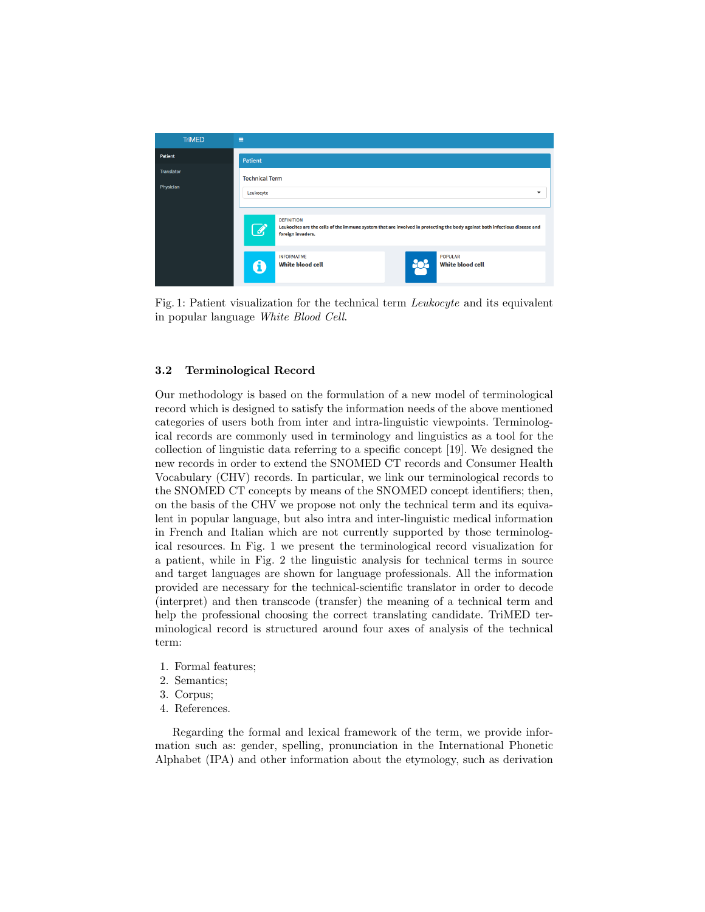Fig. 1: Patient visualization for the technical term *Leukocyte* and its equivalent in popular language *White Blood Cell*.

### 3.2 Terminological Record

Our methodology is based on the formulation of a new model of terminological record which is designed to satisfy the information needs of the above mentioned categories of users both from inter and intra-linguistic viewpoints. Terminological records are commonly used in terminology and linguistics as a tool for the collection of linguistic data referring to a specific concept [19]. We designed the new records in order to extend the SNOMED CT records and Consumer Health Vocabulary (CHV) records. In particular, we link our terminological records to the SNOMED CT concepts by means of the SNOMED concept identifiers; then, on the basis of the CHV we propose not only the technical term and its equivalent in popular language, but also intra and inter-linguistic medical information in French and Italian which are not currently supported by those terminological resources. In Fig. 1 we present the terminological record visualization for a patient, while in Fig. 2 the linguistic analysis for technical terms in source and target languages are shown for language professionals. All the information provided are necessary for the technical-scientific translator in order to decode (interpret) and then transcode (transfer) the meaning of a technical term and help the professional choosing the correct translating candidate. TriMED terminological record is structured around four axes of analysis of the technical term:

1. Formal features;
2. Semantics;
3. Corpus;
4. References.

Regarding the formal and lexical framework of the term, we provide information such as: gender, spelling, pronunciation in the International Phonetic Alphabet (IPA) and other information about the etymology, such as derivation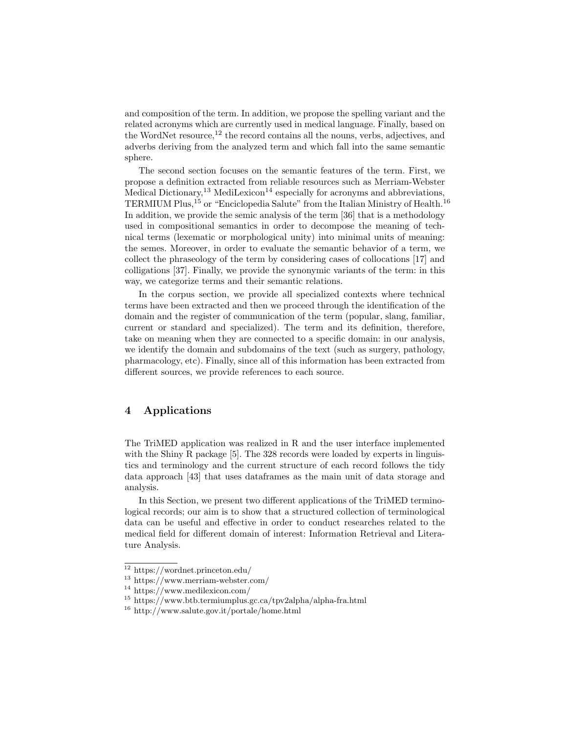and composition of the term. In addition, we propose the spelling variant and the related acronyms which are currently used in medical language. Finally, based on the WordNet resource,[12] the record contains all the nouns, verbs, adjectives, and adverbs deriving from the analyzed term and which fall into the same semantic sphere.

The second section focuses on the semantic features of the term. First, we propose a definition extracted from reliable resources such as Merriam-Webster Medical Dictionary,[13] MediLexicon[14] especially for acronyms and abbreviations, TERMIUM Plus,[15] or "Enciclopedia Salute" from the Italian Ministry of Health.[16] In addition, we provide the semic analysis of the term [36] that is a methodology used in compositional semantics in order to decompose the meaning of technical terms (lexematic or morphological unity) into minimal units of meaning: the semes. Moreover, in order to evaluate the semantic behavior of a term, we collect the phraseology of the term by considering cases of collocations [17] and colligations [37]. Finally, we provide the synonymic variants of the term: in this way, we categorize terms and their semantic relations.

In the corpus section, we provide all specialized contexts where technical terms have been extracted and then we proceed through the identification of the domain and the register of communication of the term (popular, slang, familiar, current or standard and specialized). The term and its definition, therefore, take on meaning when they are connected to a specific domain: in our analysis, we identify the domain and subdomains of the text (such as surgery, pathology, pharmacology, etc). Finally, since all of this information has been extracted from different sources, we provide references to each source.

## 4 Applications

The TriMED application was realized in R and the user interface implemented with the Shiny R package [5]. The 328 records were loaded by experts in linguistics and terminology and the current structure of each record follows the tidy data approach [43] that uses dataframes as the main unit of data storage and analysis.

In this Section, we present two different applications of the TriMED terminological records; our aim is to show that a structured collection of terminological data can be useful and effective in order to conduct researches related to the medical field for different domain of interest: Information Retrieval and Literature Analysis.

[12] https://wordnet.princeton.edu/
[13] https://www.merriam-webster.com/
[14] https://www.medilexicon.com/
[15] https://www.btb.termiumplus.gc.ca/tpv2alpha/alpha-fra.html
[16] http://www.salute.gov.it/portale/home.html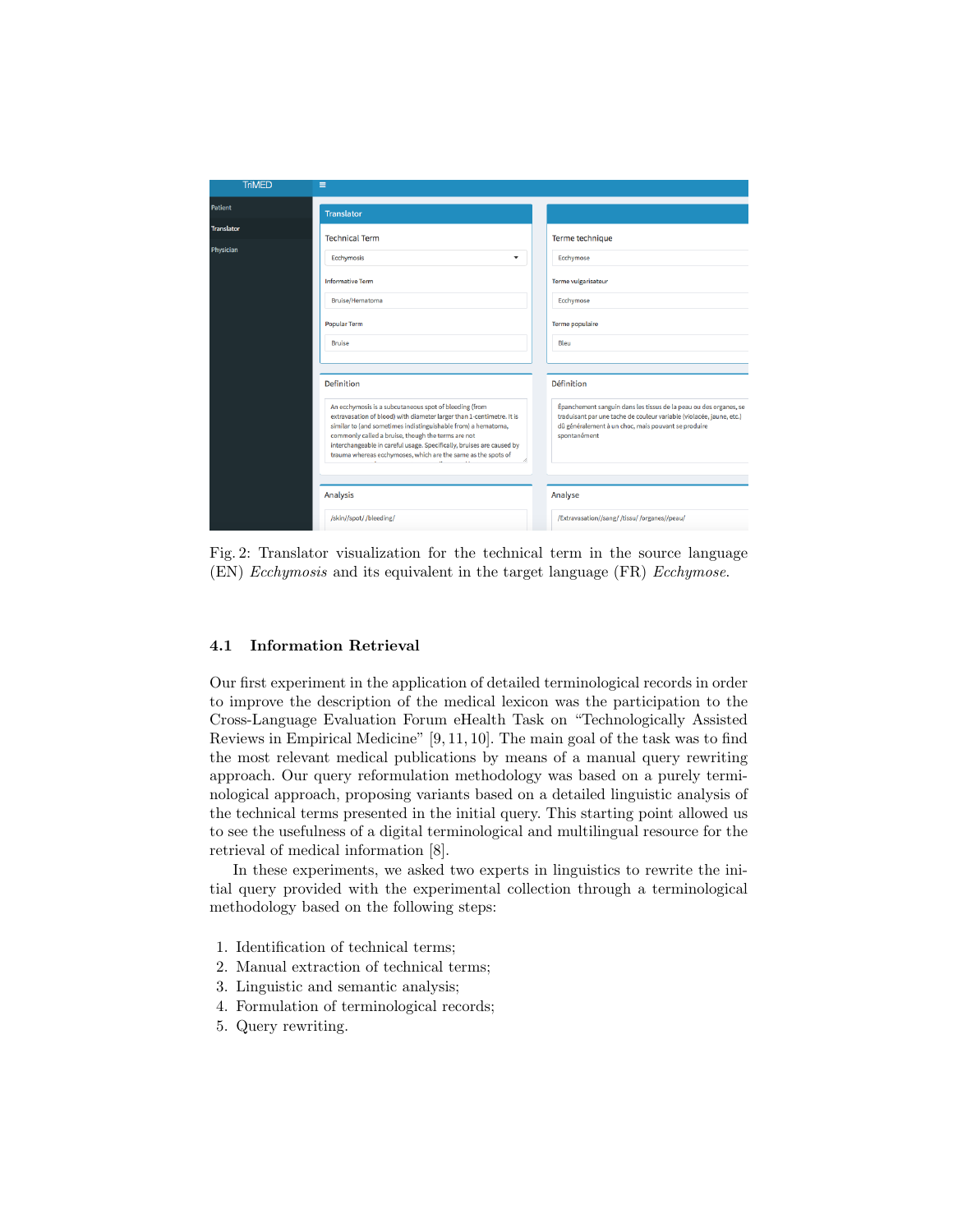Fig. 2: Translator visualization for the technical term in the source language (EN) *Ecchymosis* and its equivalent in the target language (FR) *Ecchymose*.

### 4.1 Information Retrieval

Our first experiment in the application of detailed terminological records in order to improve the description of the medical lexicon was the participation to the Cross-Language Evaluation Forum eHealth Task on "Technologically Assisted Reviews in Empirical Medicine" [9, 11, 10]. The main goal of the task was to find the most relevant medical publications by means of a manual query rewriting approach. Our query reformulation methodology was based on a purely terminological approach, proposing variants based on a detailed linguistic analysis of the technical terms presented in the initial query. This starting point allowed us to see the usefulness of a digital terminological and multilingual resource for the retrieval of medical information [8].

In these experiments, we asked two experts in linguistics to rewrite the initial query provided with the experimental collection through a terminological methodology based on the following steps:

1. Identification of technical terms;
2. Manual extraction of technical terms;
3. Linguistic and semantic analysis;
4. Formulation of terminological records;
5. Query rewriting.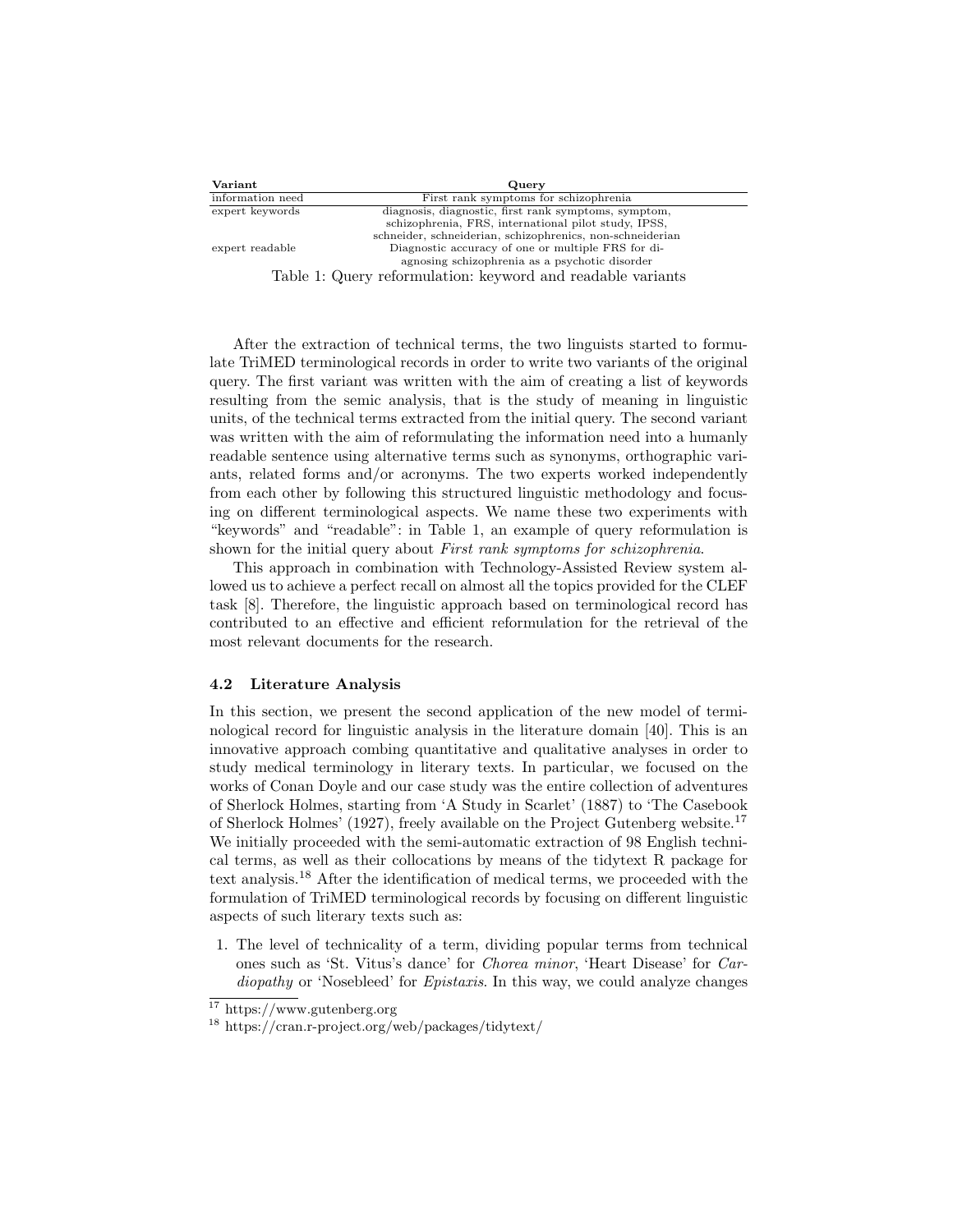| Variant | Query |
|---|---|
| information need | First rank symptoms for schizophrenia |
| expert keywords | diagnosis, diagnostic, first rank symptoms, symptom, schizophrenia, FRS, international pilot study, IPSS, schneider, schneiderian, schizophrenics, non-schneiderian |
| expert readable | Diagnostic accuracy of one or multiple FRS for diagnosing schizophrenia as a psychotic disorder |

Table 1: Query reformulation: keyword and readable variants

After the extraction of technical terms, the two linguists started to formulate TriMED terminological records in order to write two variants of the original query. The first variant was written with the aim of creating a list of keywords resulting from the semic analysis, that is the study of meaning in linguistic units, of the technical terms extracted from the initial query. The second variant was written with the aim of reformulating the information need into a humanly readable sentence using alternative terms such as synonyms, orthographic variants, related forms and/or acronyms. The two experts worked independently from each other by following this structured linguistic methodology and focusing on different terminological aspects. We name these two experiments with "keywords" and "readable": in Table 1, an example of query reformulation is shown for the initial query about *First rank symptoms for schizophrenia*.

This approach in combination with Technology-Assisted Review system allowed us to achieve a perfect recall on almost all the topics provided for the CLEF task [8]. Therefore, the linguistic approach based on terminological record has contributed to an effective and efficient reformulation for the retrieval of the most relevant documents for the research.

### 4.2 Literature Analysis

In this section, we present the second application of the new model of terminological record for linguistic analysis in the literature domain [40]. This is an innovative approach combing quantitative and qualitative analyses in order to study medical terminology in literary texts. In particular, we focused on the works of Conan Doyle and our case study was the entire collection of adventures of Sherlock Holmes, starting from 'A Study in Scarlet' (1887) to 'The Casebook of Sherlock Holmes' (1927), freely available on the Project Gutenberg website.[17] We initially proceeded with the semi-automatic extraction of 98 English technical terms, as well as their collocations by means of the tidytext R package for text analysis.[18] After the identification of medical terms, we proceeded with the formulation of TriMED terminological records by focusing on different linguistic aspects of such literary texts such as:

1. The level of technicality of a term, dividing popular terms from technical ones such as 'St. Vitus's dance' for *Chorea minor*, 'Heart Disease' for *Cardiopathy* or 'Nosebleed' for *Epistaxis*. In this way, we could analyze changes

[17] https://www.gutenberg.org

[18] https://cran.r-project.org/web/packages/tidytext/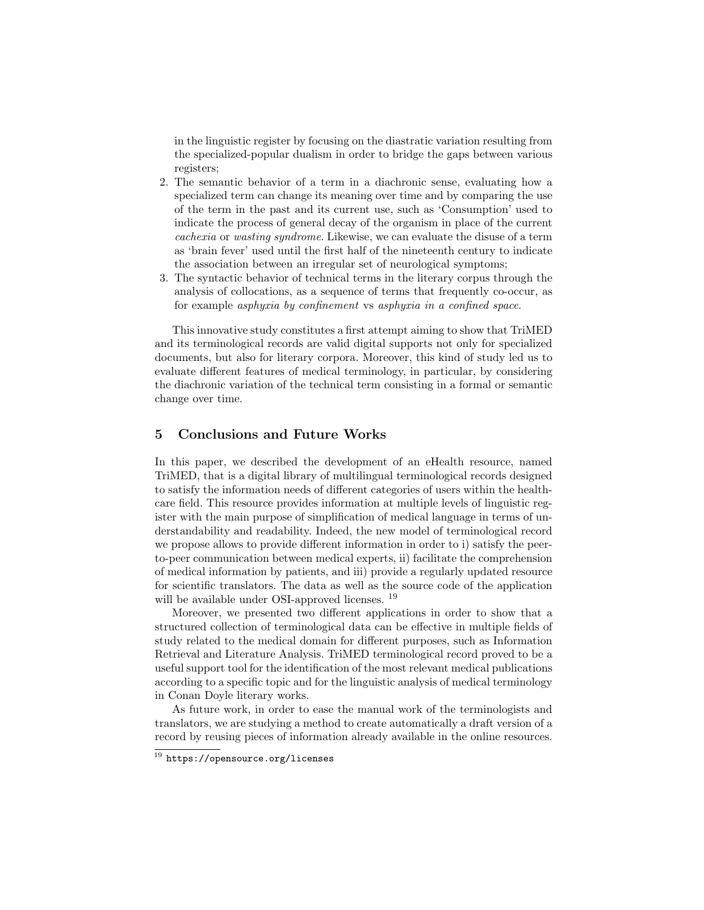in the linguistic register by focusing on the diastratic variation resulting from the specialized-popular dualism in order to bridge the gaps between various registers;

2. The semantic behavior of a term in a diachronic sense, evaluating how a specialized term can change its meaning over time and by comparing the use of the term in the past and its current use, such as 'Consumption' used to indicate the process of general decay of the organism in place of the current *cachexia* or *wasting syndrome*. Likewise, we can evaluate the disuse of a term as 'brain fever' used until the first half of the nineteenth century to indicate the association between an irregular set of neurological symptoms;
3. The syntactic behavior of technical terms in the literary corpus through the analysis of collocations, as a sequence of terms that frequently co-occur, as for example *asphyxia by confinement* vs *asphyxia in a confined space*.

This innovative study constitutes a first attempt aiming to show that TriMED and its terminological records are valid digital supports not only for specialized documents, but also for literary corpora. Moreover, this kind of study led us to evaluate different features of medical terminology, in particular, by considering the diachronic variation of the technical term consisting in a formal or semantic change over time.

## 5 Conclusions and Future Works

In this paper, we described the development of an eHealth resource, named TriMED, that is a digital library of multilingual terminological records designed to satisfy the information needs of different categories of users within the healthcare field. This resource provides information at multiple levels of linguistic register with the main purpose of simplification of medical language in terms of understandability and readability. Indeed, the new model of terminological record we propose allows to provide different information in order to i) satisfy the peer-to-peer communication between medical experts, ii) facilitate the comprehension of medical information by patients, and iii) provide a regularly updated resource for scientific translators. The data as well as the source code of the application will be available under OSI-approved licenses. [19]

Moreover, we presented two different applications in order to show that a structured collection of terminological data can be effective in multiple fields of study related to the medical domain for different purposes, such as Information Retrieval and Literature Analysis. TriMED terminological record proved to be a useful support tool for the identification of the most relevant medical publications according to a specific topic and for the linguistic analysis of medical terminology in Conan Doyle literary works.

As future work, in order to ease the manual work of the terminologists and translators, we are studying a method to create automatically a draft version of a record by reusing pieces of information already available in the online resources.

[19] https://opensource.org/licenses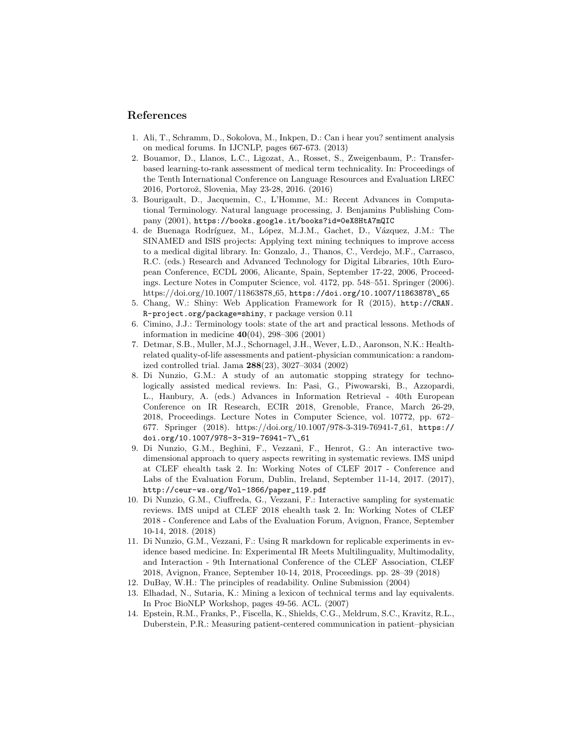## References

1. Ali, T., Schramm, D., Sokolova, M., Inkpen, D.: Can i hear you? sentiment analysis on medical forums. In IJCNLP, pages 667-673. (2013)
2. Bouamor, D., Llanos, L.C., Ligozat, A., Rosset, S., Zweigenbaum, P.: Transfer-based learning-to-rank assessment of medical term technicality. In: Proceedings of the Tenth International Conference on Language Resources and Evaluation LREC 2016, Portorož, Slovenia, May 23-28, 2016. (2016)
3. Bourigault, D., Jacquemin, C., L'Homme, M.: Recent Advances in Computational Terminology. Natural language processing, J. Benjamins Publishing Company (2001), https://books.google.it/books?id=0eX8HtA7mQIC
4. de Buenaga Rodríguez, M., López, M.J.M., Gachet, D., Vázquez, J.M.: The SINAMED and ISIS projects: Applying text mining techniques to improve access to a medical digital library. In: Gonzalo, J., Thanos, C., Verdejo, M.F., Carrasco, R.C. (eds.) Research and Advanced Technology for Digital Libraries, 10th European Conference, ECDL 2006, Alicante, Spain, September 17-22, 2006, Proceedings. Lecture Notes in Computer Science, vol. 4172, pp. 548–551. Springer (2006). https://doi.org/10.1007/11863878_65, https://doi.org/10.1007/11863878\_65
5. Chang, W.: Shiny: Web Application Framework for R (2015), http://CRAN.R-project.org/package=shiny, r package version 0.11
6. Cimino, J.J.: Terminology tools: state of the art and practical lessons. Methods of information in medicine **40**(04), 298–306 (2001)
7. Detmar, S.B., Muller, M.J., Schornagel, J.H., Wever, L.D., Aaronson, N.K.: Health-related quality-of-life assessments and patient-physician communication: a randomized controlled trial. Jama **288**(23), 3027–3034 (2002)
8. Di Nunzio, G.M.: A study of an automatic stopping strategy for technologically assisted medical reviews. In: Pasi, G., Piwowarski, B., Azzopardi, L., Hanbury, A. (eds.) Advances in Information Retrieval - 40th European Conference on IR Research, ECIR 2018, Grenoble, France, March 26-29, 2018, Proceedings. Lecture Notes in Computer Science, vol. 10772, pp. 672–677. Springer (2018). https://doi.org/10.1007/978-3-319-76941-7_61, https://doi.org/10.1007/978-3-319-76941-7\_61
9. Di Nunzio, G.M., Beghini, F., Vezzani, F., Henrot, G.: An interactive two-dimensional approach to query aspects rewriting in systematic reviews. IMS unipd at CLEF ehealth task 2. In: Working Notes of CLEF 2017 - Conference and Labs of the Evaluation Forum, Dublin, Ireland, September 11-14, 2017. (2017), http://ceur-ws.org/Vol-1866/paper_119.pdf
10. Di Nunzio, G.M., Ciuffreda, G., Vezzani, F.: Interactive sampling for systematic reviews. IMS unipd at CLEF 2018 ehealth task 2. In: Working Notes of CLEF 2018 - Conference and Labs of the Evaluation Forum, Avignon, France, September 10-14, 2018. (2018)
11. Di Nunzio, G.M., Vezzani, F.: Using R markdown for replicable experiments in evidence based medicine. In: Experimental IR Meets Multilinguality, Multimodality, and Interaction - 9th International Conference of the CLEF Association, CLEF 2018, Avignon, France, September 10-14, 2018, Proceedings. pp. 28–39 (2018)
12. DuBay, W.H.: The principles of readability. Online Submission (2004)
13. Elhadad, N., Sutaria, K.: Mining a lexicon of technical terms and lay equivalents. In Proc BioNLP Workshop, pages 49-56. ACL. (2007)
14. Epstein, R.M., Franks, P., Fiscella, K., Shields, C.G., Meldrum, S.C., Kravitz, R.L., Duberstein, P.R.: Measuring patient-centered communication in patient–physician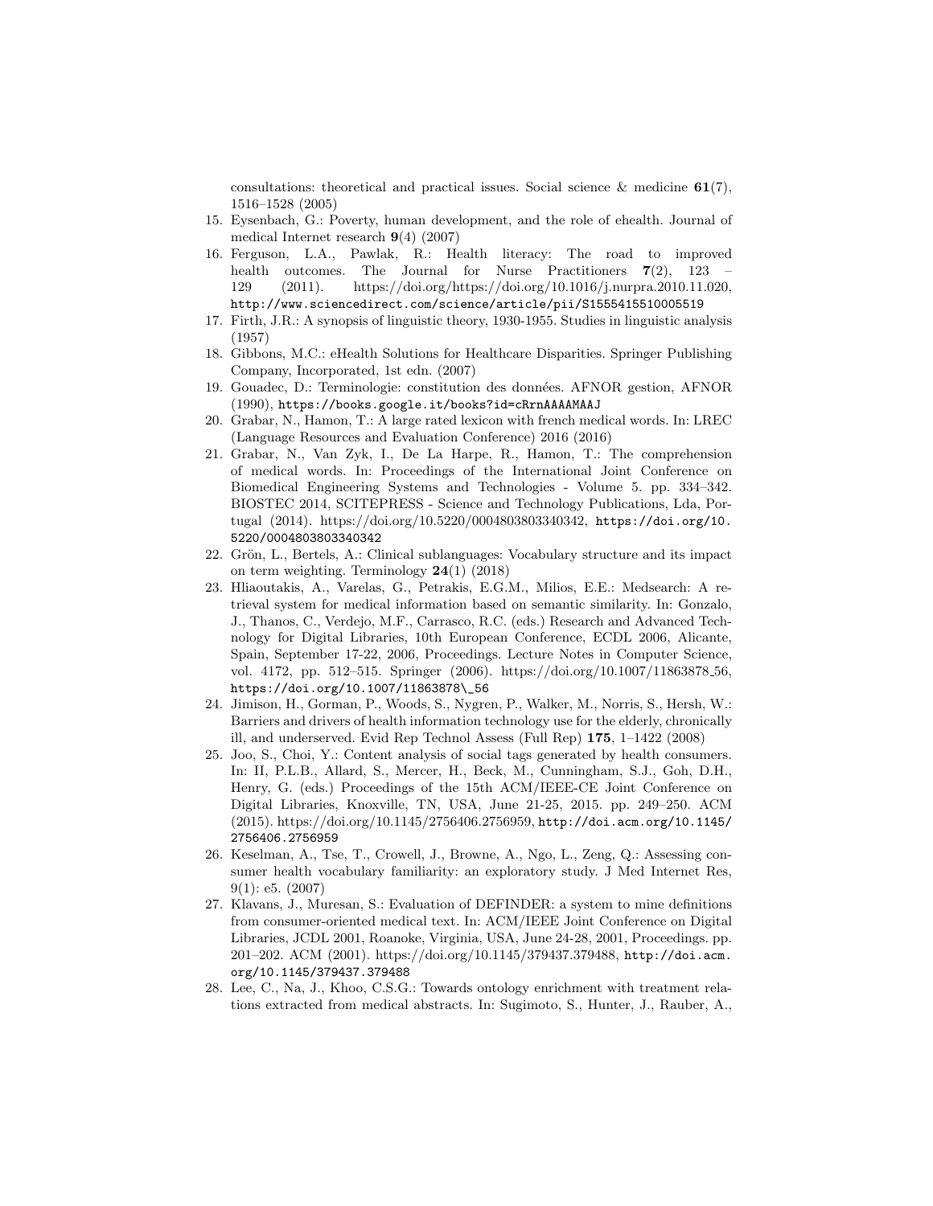consultations: theoretical and practical issues. Social science & medicine **61**(7), 1516–1528 (2005)

15. Eysenbach, G.: Poverty, human development, and the role of ehealth. Journal of medical Internet research **9**(4) (2007)
16. Ferguson, L.A., Pawlak, R.: Health literacy: The road to improved health outcomes. The Journal for Nurse Practitioners **7**(2), 123 – 129 (2011). https://doi.org/https://doi.org/10.1016/j.nurpra.2010.11.020, http://www.sciencedirect.com/science/article/pii/S1555415510005519
17. Firth, J.R.: A synopsis of linguistic theory, 1930-1955. Studies in linguistic analysis (1957)
18. Gibbons, M.C.: eHealth Solutions for Healthcare Disparities. Springer Publishing Company, Incorporated, 1st edn. (2007)
19. Gouadec, D.: Terminologie: constitution des données. AFNOR gestion, AFNOR (1990), https://books.google.it/books?id=cRrnAAAAMAAJ
20. Grabar, N., Hamon, T.: A large rated lexicon with french medical words. In: LREC (Language Resources and Evaluation Conference) 2016 (2016)
21. Grabar, N., Van Zyk, I., De La Harpe, R., Hamon, T.: The comprehension of medical words. In: Proceedings of the International Joint Conference on Biomedical Engineering Systems and Technologies - Volume 5. pp. 334–342. BIOSTEC 2014, SCITEPRESS - Science and Technology Publications, Lda, Portugal (2014). https://doi.org/10.5220/0004803803340342, https://doi.org/10.5220/0004803803340342
22. Grön, L., Bertels, A.: Clinical sublanguages: Vocabulary structure and its impact on term weighting. Terminology **24**(1) (2018)
23. Hliaoutakis, A., Varelas, G., Petrakis, E.G.M., Milios, E.E.: Medsearch: A retrieval system for medical information based on semantic similarity. In: Gonzalo, J., Thanos, C., Verdejo, M.F., Carrasco, R.C. (eds.) Research and Advanced Technology for Digital Libraries, 10th European Conference, ECDL 2006, Alicante, Spain, September 17-22, 2006, Proceedings. Lecture Notes in Computer Science, vol. 4172, pp. 512–515. Springer (2006). https://doi.org/10.1007/11863878_56, https://doi.org/10.1007/11863878\_56
24. Jimison, H., Gorman, P., Woods, S., Nygren, P., Walker, M., Norris, S., Hersh, W.: Barriers and drivers of health information technology use for the elderly, chronically ill, and underserved. Evid Rep Technol Assess (Full Rep) **175**, 1–1422 (2008)
25. Joo, S., Choi, Y.: Content analysis of social tags generated by health consumers. In: II, P.L.B., Allard, S., Mercer, H., Beck, M., Cunningham, S.J., Goh, D.H., Henry, G. (eds.) Proceedings of the 15th ACM/IEEE-CE Joint Conference on Digital Libraries, Knoxville, TN, USA, June 21-25, 2015. pp. 249–250. ACM (2015). https://doi.org/10.1145/2756406.2756959, http://doi.acm.org/10.1145/2756406.2756959
26. Keselman, A., Tse, T., Crowell, J., Browne, A., Ngo, L., Zeng, Q.: Assessing consumer health vocabulary familiarity: an exploratory study. J Med Internet Res, 9(1): e5. (2007)
27. Klavans, J., Muresan, S.: Evaluation of DEFINDER: a system to mine definitions from consumer-oriented medical text. In: ACM/IEEE Joint Conference on Digital Libraries, JCDL 2001, Roanoke, Virginia, USA, June 24-28, 2001, Proceedings. pp. 201–202. ACM (2001). https://doi.org/10.1145/379437.379488, http://doi.acm.org/10.1145/379437.379488
28. Lee, C., Na, J., Khoo, C.S.G.: Towards ontology enrichment with treatment relations extracted from medical abstracts. In: Sugimoto, S., Hunter, J., Rauber, A.,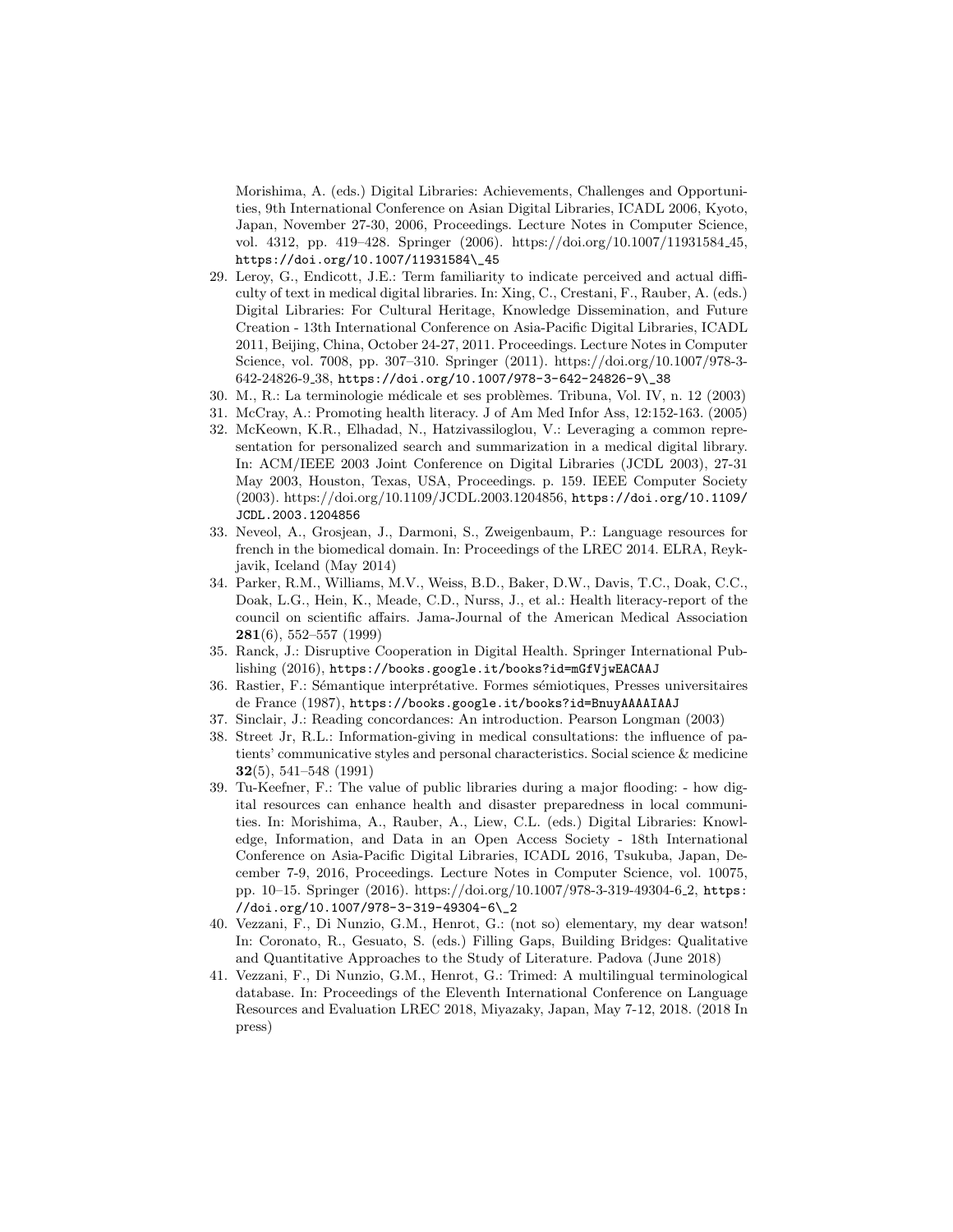Morishima, A. (eds.) Digital Libraries: Achievements, Challenges and Opportunities, 9th International Conference on Asian Digital Libraries, ICADL 2006, Kyoto, Japan, November 27-30, 2006, Proceedings. Lecture Notes in Computer Science, vol. 4312, pp. 419–428. Springer (2006). https://doi.org/10.1007/11931584_45, https://doi.org/10.1007/11931584\_45

29. Leroy, G., Endicott, J.E.: Term familiarity to indicate perceived and actual difficulty of text in medical digital libraries. In: Xing, C., Crestani, F., Rauber, A. (eds.) Digital Libraries: For Cultural Heritage, Knowledge Dissemination, and Future Creation - 13th International Conference on Asia-Pacific Digital Libraries, ICADL 2011, Beijing, China, October 24-27, 2011. Proceedings. Lecture Notes in Computer Science, vol. 7008, pp. 307–310. Springer (2011). https://doi.org/10.1007/978-3-642-24826-9_38, https://doi.org/10.1007/978-3-642-24826-9\_38
30. M., R.: La terminologie médicale et ses problèmes. Tribuna, Vol. IV, n. 12 (2003)
31. McCray, A.: Promoting health literacy. J of Am Med Infor Ass, 12:152-163. (2005)
32. McKeown, K.R., Elhadad, N., Hatzivassiloglou, V.: Leveraging a common representation for personalized search and summarization in a medical digital library. In: ACM/IEEE 2003 Joint Conference on Digital Libraries (JCDL 2003), 27-31 May 2003, Houston, Texas, USA, Proceedings. p. 159. IEEE Computer Society (2003). https://doi.org/10.1109/JCDL.2003.1204856, https://doi.org/10.1109/JCDL.2003.1204856
33. Neveol, A., Grosjean, J., Darmoni, S., Zweigenbaum, P.: Language resources for french in the biomedical domain. In: Proceedings of the LREC 2014. ELRA, Reykjavik, Iceland (May 2014)
34. Parker, R.M., Williams, M.V., Weiss, B.D., Baker, D.W., Davis, T.C., Doak, C.C., Doak, L.G., Hein, K., Meade, C.D., Nurss, J., et al.: Health literacy-report of the council on scientific affairs. Jama-Journal of the American Medical Association **281**(6), 552–557 (1999)
35. Ranck, J.: Disruptive Cooperation in Digital Health. Springer International Publishing (2016), https://books.google.it/books?id=mGfVjwEACAAJ
36. Rastier, F.: Sémantique interprétative. Formes sémiotiques, Presses universitaires de France (1987), https://books.google.it/books?id=BnuyAAAAIAAJ
37. Sinclair, J.: Reading concordances: An introduction. Pearson Longman (2003)
38. Street Jr, R.L.: Information-giving in medical consultations: the influence of patients' communicative styles and personal characteristics. Social science & medicine **32**(5), 541–548 (1991)
39. Tu-Keefner, F.: The value of public libraries during a major flooding: - how digital resources can enhance health and disaster preparedness in local communities. In: Morishima, A., Rauber, A., Liew, C.L. (eds.) Digital Libraries: Knowledge, Information, and Data in an Open Access Society - 18th International Conference on Asia-Pacific Digital Libraries, ICADL 2016, Tsukuba, Japan, December 7-9, 2016, Proceedings. Lecture Notes in Computer Science, vol. 10075, pp. 10–15. Springer (2016). https://doi.org/10.1007/978-3-319-49304-6_2, https://doi.org/10.1007/978-3-319-49304-6\_2
40. Vezzani, F., Di Nunzio, G.M., Henrot, G.: (not so) elementary, my dear watson! In: Coronato, R., Gesuato, S. (eds.) Filling Gaps, Building Bridges: Qualitative and Quantitative Approaches to the Study of Literature. Padova (June 2018)
41. Vezzani, F., Di Nunzio, G.M., Henrot, G.: Trimed: A multilingual terminological database. In: Proceedings of the Eleventh International Conference on Language Resources and Evaluation LREC 2018, Miyazaky, Japan, May 7-12, 2018. (2018 In press)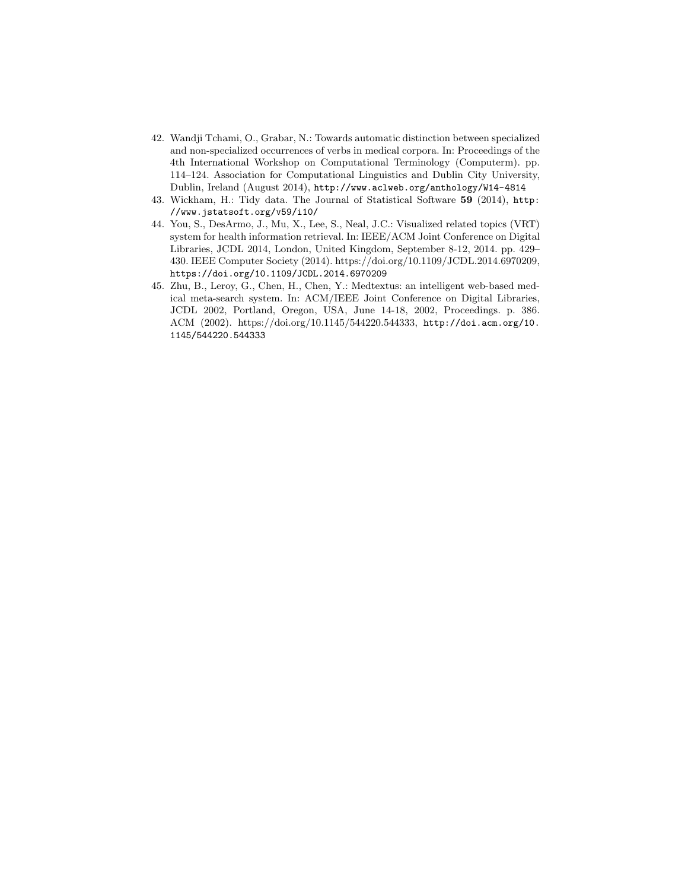42. Wandji Tchami, O., Grabar, N.: Towards automatic distinction between specialized and non-specialized occurrences of verbs in medical corpora. In: Proceedings of the 4th International Workshop on Computational Terminology (Computerm). pp. 114–124. Association for Computational Linguistics and Dublin City University, Dublin, Ireland (August 2014), http://www.aclweb.org/anthology/W14-4814
43. Wickham, H.: Tidy data. The Journal of Statistical Software **59** (2014), http://www.jstatsoft.org/v59/i10/
44. You, S., DesArmo, J., Mu, X., Lee, S., Neal, J.C.: Visualized related topics (VRT) system for health information retrieval. In: IEEE/ACM Joint Conference on Digital Libraries, JCDL 2014, London, United Kingdom, September 8-12, 2014. pp. 429–430. IEEE Computer Society (2014). https://doi.org/10.1109/JCDL.2014.6970209, https://doi.org/10.1109/JCDL.2014.6970209
45. Zhu, B., Leroy, G., Chen, H., Chen, Y.: Medtextus: an intelligent web-based medical meta-search system. In: ACM/IEEE Joint Conference on Digital Libraries, JCDL 2002, Portland, Oregon, USA, June 14-18, 2002, Proceedings. p. 386. ACM (2002). https://doi.org/10.1145/544220.544333, http://doi.acm.org/10.1145/544220.544333